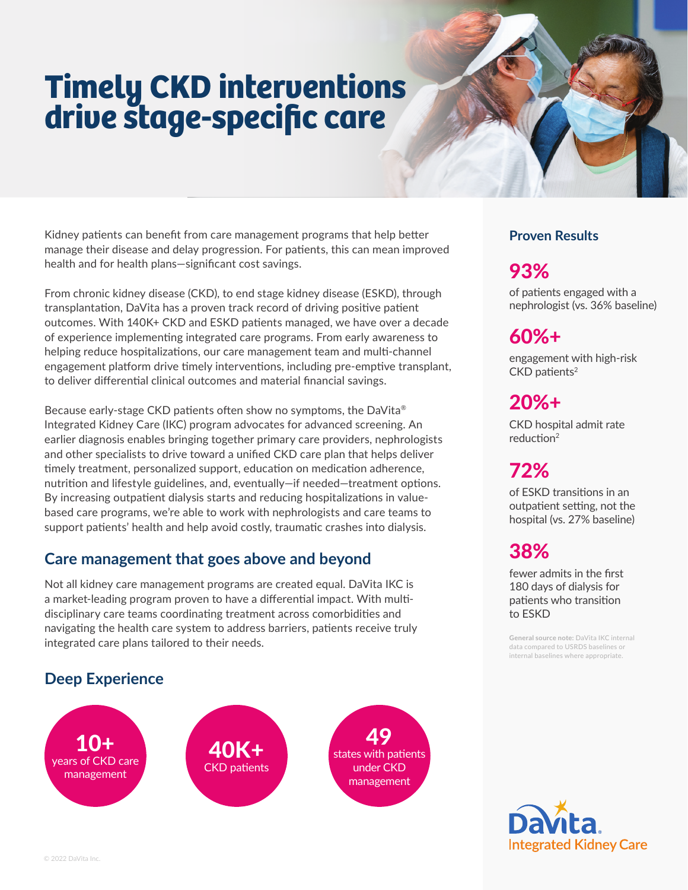# Timely CKD interventions drive stage-specific care

Kidney patients can benefit from care management programs that help better manage their disease and delay progression. For patients, this can mean improved health and for health plans—significant cost savings.

From chronic kidney disease (CKD), to end stage kidney disease (ESKD), through transplantation, DaVita has a proven track record of driving positive patient outcomes. With 140K+ CKD and ESKD patients managed, we have over a decade of experience implementing integrated care programs. From early awareness to helping reduce hospitalizations, our care management team and multi-channel engagement platform drive timely interventions, including pre-emptive transplant, to deliver differential clinical outcomes and material financial savings.

Because early-stage CKD patients often show no symptoms, the DaVita® Integrated Kidney Care (IKC) program advocates for advanced screening. An earlier diagnosis enables bringing together primary care providers, nephrologists and other specialists to drive toward a unified CKD care plan that helps deliver timely treatment, personalized support, education on medication adherence, nutrition and lifestyle guidelines, and, eventually—if needed—treatment options. By increasing outpatient dialysis starts and reducing hospitalizations in value-based care programs, we're able to work with nephrologists and care teams to support patients' health and help avoid costly, traumatic crashes into dialysis.

## Care management that goes above and beyond

Not all kidney care management programs are created equal. DaVita IKC is a market-leading program proven to have a differential impact. With multi-disciplinary care teams coordinating treatment across comorbidities and navigating the health care system to address barriers, patients receive truly integrated care plans tailored to their needs.

## Deep Experience

**10+**
years of CKD care management

**40K+**
CKD patients

**49**
states with patients under CKD management

## Proven Results

**93%**
of patients engaged with a nephrologist (vs. 36% baseline)

**60%+**
engagement with high-risk CKD patients[2]

**20%+**
CKD hospital admit rate reduction[2]

**72%**
of ESKD transitions in an outpatient setting, not the hospital (vs. 27% baseline)

**38%**
fewer admits in the first 180 days of dialysis for patients who transition to ESKD

**General source note:** DaVita IKC internal data compared to USRDS baselines or internal baselines where appropriate.

DaVita. Integrated Kidney Care

© 2022 DaVita Inc.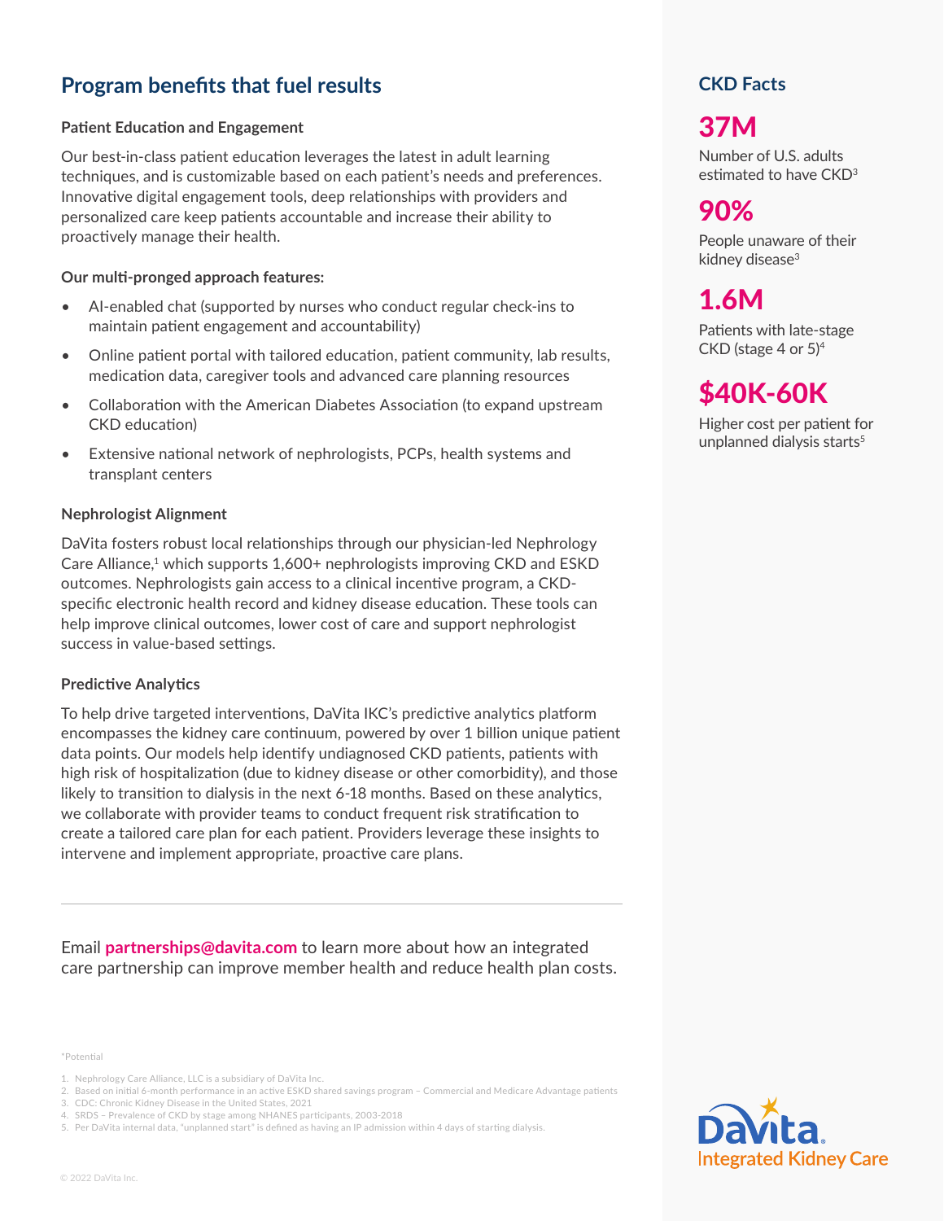## Program benefits that fuel results

**Patient Education and Engagement**

Our best-in-class patient education leverages the latest in adult learning techniques, and is customizable based on each patient's needs and preferences. Innovative digital engagement tools, deep relationships with providers and personalized care keep patients accountable and increase their ability to proactively manage their health.

**Our multi-pronged approach features:**

- AI-enabled chat (supported by nurses who conduct regular check-ins to maintain patient engagement and accountability)
- Online patient portal with tailored education, patient community, lab results, medication data, caregiver tools and advanced care planning resources
- Collaboration with the American Diabetes Association (to expand upstream CKD education)
- Extensive national network of nephrologists, PCPs, health systems and transplant centers

**Nephrologist Alignment**

DaVita fosters robust local relationships through our physician-led Nephrology Care Alliance,[1] which supports 1,600+ nephrologists improving CKD and ESKD outcomes. Nephrologists gain access to a clinical incentive program, a CKD-specific electronic health record and kidney disease education. These tools can help improve clinical outcomes, lower cost of care and support nephrologist success in value-based settings.

**Predictive Analytics**

To help drive targeted interventions, DaVita IKC's predictive analytics platform encompasses the kidney care continuum, powered by over 1 billion unique patient data points. Our models help identify undiagnosed CKD patients, patients with high risk of hospitalization (due to kidney disease or other comorbidity), and those likely to transition to dialysis in the next 6-18 months. Based on these analytics, we collaborate with provider teams to conduct frequent risk stratification to create a tailored care plan for each patient. Providers leverage these insights to intervene and implement appropriate, proactive care plans.

---

Email **partnerships@davita.com** to learn more about how an integrated care partnership can improve member health and reduce health plan costs.

### CKD Facts

**37M**

Number of U.S. adults estimated to have CKD[3]

**90%**

People unaware of their kidney disease[3]

**1.6M**

Patients with late-stage CKD (stage 4 or 5)[4]

**$40K-60K**

Higher cost per patient for unplanned dialysis starts[5]

DaVita. Integrated Kidney Care

*Potential

1. Nephrology Care Alliance, LLC is a subsidiary of DaVita Inc.
2. Based on initial 6-month performance in an active ESKD shared savings program – Commercial and Medicare Advantage patients
3. CDC: Chronic Kidney Disease in the United States, 2021
4. SRDS – Prevalence of CKD by stage among NHANES participants, 2003-2018
5. Per DaVita internal data, "unplanned start" is defined as having an IP admission within 4 days of starting dialysis.

© 2022 DaVita Inc.